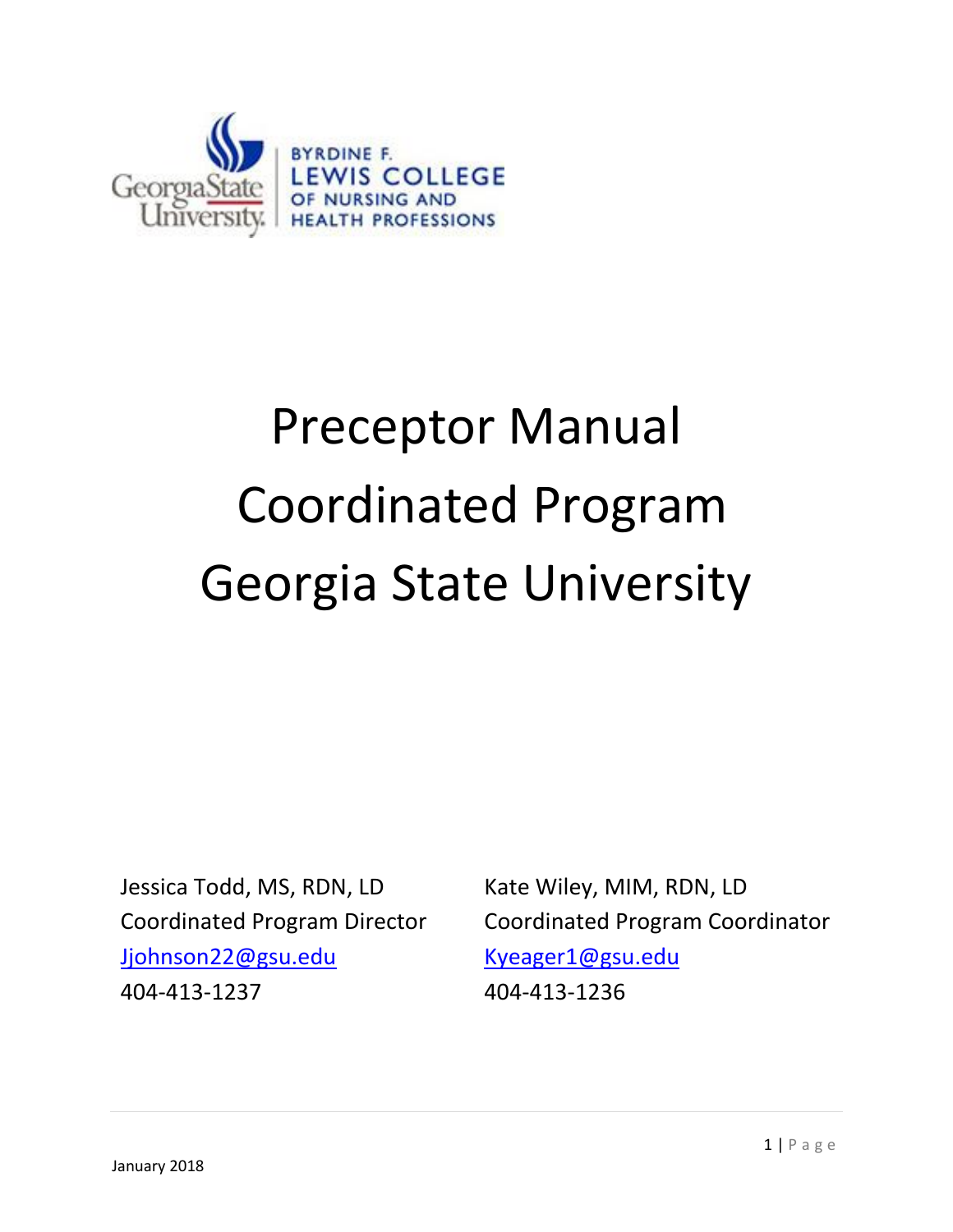# Preceptor Manual
# Coordinated Program
# Georgia State University

Jessica Todd, MS, RDN, LD
Coordinated Program Director
Jjohnson22@gsu.edu
404-413-1237

Kate Wiley, MIM, RDN, LD
Coordinated Program Coordinator
Kyeager1@gsu.edu
404-413-1236

January 2018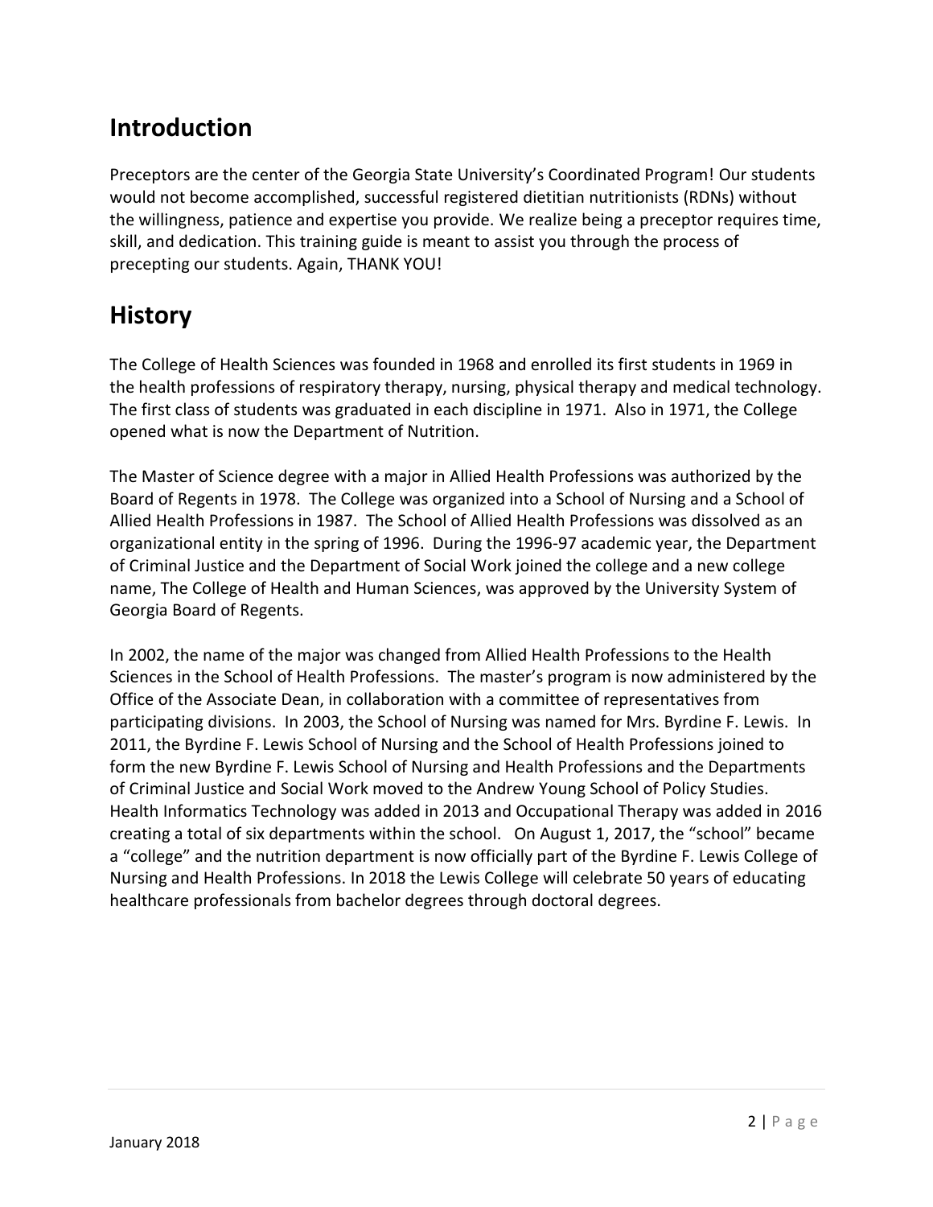# Introduction

Preceptors are the center of the Georgia State University's Coordinated Program! Our students would not become accomplished, successful registered dietitian nutritionists (RDNs) without the willingness, patience and expertise you provide. We realize being a preceptor requires time, skill, and dedication. This training guide is meant to assist you through the process of precepting our students. Again, THANK YOU!

# History

The College of Health Sciences was founded in 1968 and enrolled its first students in 1969 in the health professions of respiratory therapy, nursing, physical therapy and medical technology. The first class of students was graduated in each discipline in 1971. Also in 1971, the College opened what is now the Department of Nutrition.

The Master of Science degree with a major in Allied Health Professions was authorized by the Board of Regents in 1978. The College was organized into a School of Nursing and a School of Allied Health Professions in 1987. The School of Allied Health Professions was dissolved as an organizational entity in the spring of 1996. During the 1996-97 academic year, the Department of Criminal Justice and the Department of Social Work joined the college and a new college name, The College of Health and Human Sciences, was approved by the University System of Georgia Board of Regents.

In 2002, the name of the major was changed from Allied Health Professions to the Health Sciences in the School of Health Professions. The master's program is now administered by the Office of the Associate Dean, in collaboration with a committee of representatives from participating divisions. In 2003, the School of Nursing was named for Mrs. Byrdine F. Lewis. In 2011, the Byrdine F. Lewis School of Nursing and the School of Health Professions joined to form the new Byrdine F. Lewis School of Nursing and Health Professions and the Departments of Criminal Justice and Social Work moved to the Andrew Young School of Policy Studies. Health Informatics Technology was added in 2013 and Occupational Therapy was added in 2016 creating a total of six departments within the school. On August 1, 2017, the "school" became a "college" and the nutrition department is now officially part of the Byrdine F. Lewis College of Nursing and Health Professions. In 2018 the Lewis College will celebrate 50 years of educating healthcare professionals from bachelor degrees through doctoral degrees.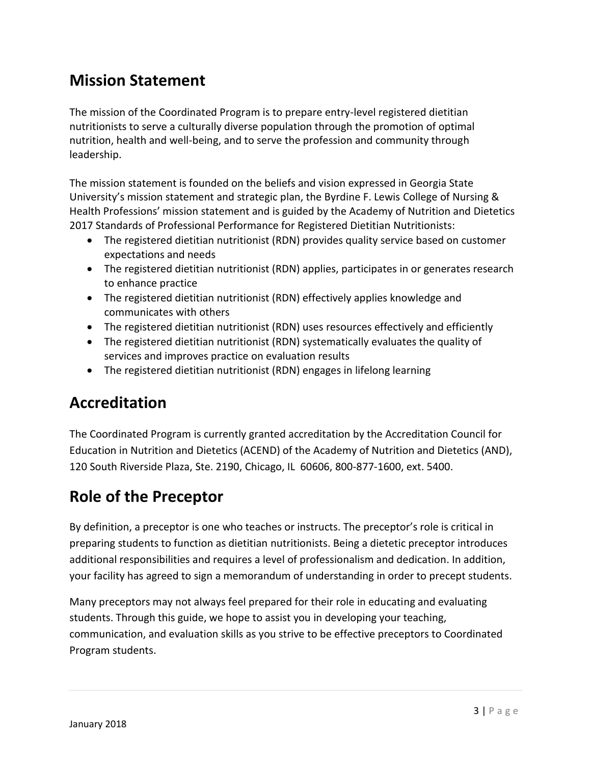## Mission Statement

The mission of the Coordinated Program is to prepare entry-level registered dietitian nutritionists to serve a culturally diverse population through the promotion of optimal nutrition, health and well-being, and to serve the profession and community through leadership.

The mission statement is founded on the beliefs and vision expressed in Georgia State University's mission statement and strategic plan, the Byrdine F. Lewis College of Nursing & Health Professions' mission statement and is guided by the Academy of Nutrition and Dietetics 2017 Standards of Professional Performance for Registered Dietitian Nutritionists:

- The registered dietitian nutritionist (RDN) provides quality service based on customer expectations and needs
- The registered dietitian nutritionist (RDN) applies, participates in or generates research to enhance practice
- The registered dietitian nutritionist (RDN) effectively applies knowledge and communicates with others
- The registered dietitian nutritionist (RDN) uses resources effectively and efficiently
- The registered dietitian nutritionist (RDN) systematically evaluates the quality of services and improves practice on evaluation results
- The registered dietitian nutritionist (RDN) engages in lifelong learning

## Accreditation

The Coordinated Program is currently granted accreditation by the Accreditation Council for Education in Nutrition and Dietetics (ACEND) of the Academy of Nutrition and Dietetics (AND), 120 South Riverside Plaza, Ste. 2190, Chicago, IL 60606, 800-877-1600, ext. 5400.

## Role of the Preceptor

By definition, a preceptor is one who teaches or instructs. The preceptor's role is critical in preparing students to function as dietitian nutritionists. Being a dietetic preceptor introduces additional responsibilities and requires a level of professionalism and dedication. In addition, your facility has agreed to sign a memorandum of understanding in order to precept students.

Many preceptors may not always feel prepared for their role in educating and evaluating students. Through this guide, we hope to assist you in developing your teaching, communication, and evaluation skills as you strive to be effective preceptors to Coordinated Program students.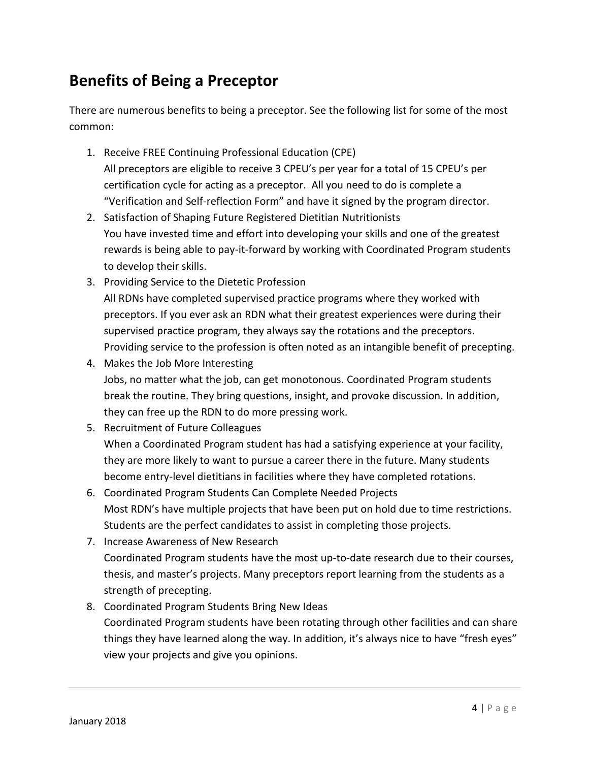## Benefits of Being a Preceptor

There are numerous benefits to being a preceptor. See the following list for some of the most common:

1. Receive FREE Continuing Professional Education (CPE)
   All preceptors are eligible to receive 3 CPEU's per year for a total of 15 CPEU's per certification cycle for acting as a preceptor. All you need to do is complete a "Verification and Self-reflection Form" and have it signed by the program director.
2. Satisfaction of Shaping Future Registered Dietitian Nutritionists
   You have invested time and effort into developing your skills and one of the greatest rewards is being able to pay-it-forward by working with Coordinated Program students to develop their skills.
3. Providing Service to the Dietetic Profession
   All RDNs have completed supervised practice programs where they worked with preceptors. If you ever ask an RDN what their greatest experiences were during their supervised practice program, they always say the rotations and the preceptors. Providing service to the profession is often noted as an intangible benefit of precepting.
4. Makes the Job More Interesting
   Jobs, no matter what the job, can get monotonous. Coordinated Program students break the routine. They bring questions, insight, and provoke discussion. In addition, they can free up the RDN to do more pressing work.
5. Recruitment of Future Colleagues
   When a Coordinated Program student has had a satisfying experience at your facility, they are more likely to want to pursue a career there in the future. Many students become entry-level dietitians in facilities where they have completed rotations.
6. Coordinated Program Students Can Complete Needed Projects
   Most RDN's have multiple projects that have been put on hold due to time restrictions. Students are the perfect candidates to assist in completing those projects.
7. Increase Awareness of New Research
   Coordinated Program students have the most up-to-date research due to their courses, thesis, and master's projects. Many preceptors report learning from the students as a strength of precepting.
8. Coordinated Program Students Bring New Ideas
   Coordinated Program students have been rotating through other facilities and can share things they have learned along the way. In addition, it's always nice to have "fresh eyes" view your projects and give you opinions.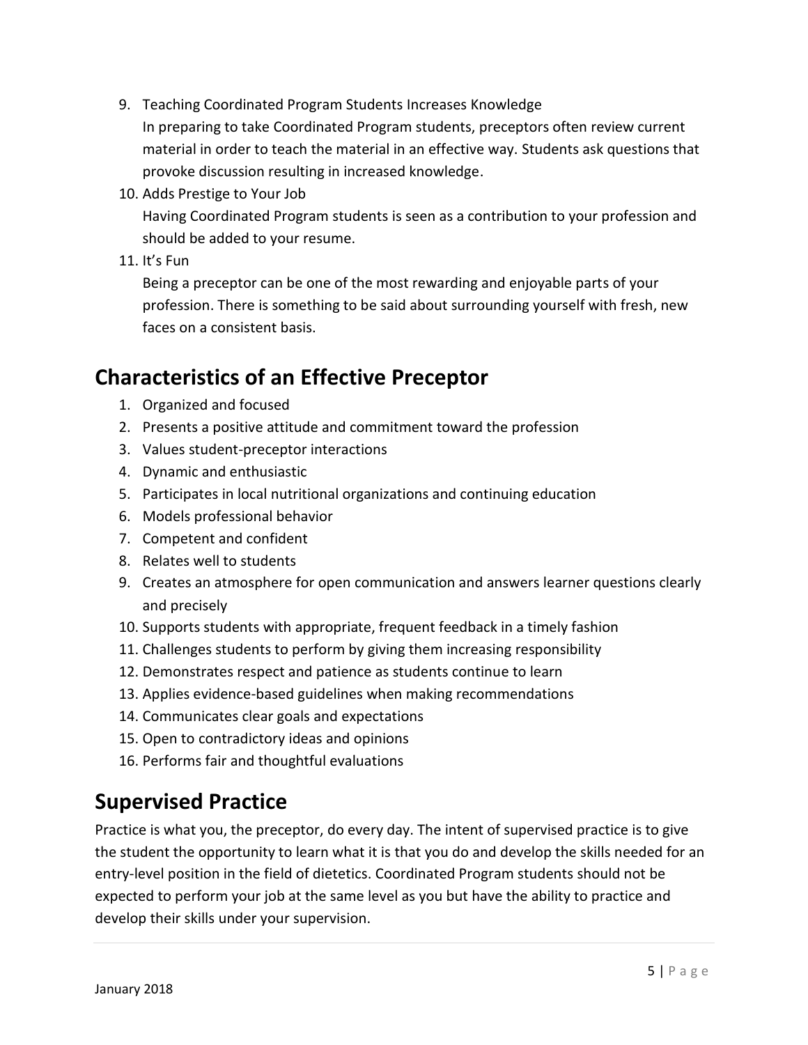9. Teaching Coordinated Program Students Increases Knowledge
   In preparing to take Coordinated Program students, preceptors often review current material in order to teach the material in an effective way. Students ask questions that provoke discussion resulting in increased knowledge.
10. Adds Prestige to Your Job
    Having Coordinated Program students is seen as a contribution to your profession and should be added to your resume.
11. It's Fun
    Being a preceptor can be one of the most rewarding and enjoyable parts of your profession. There is something to be said about surrounding yourself with fresh, new faces on a consistent basis.

## Characteristics of an Effective Preceptor

1. Organized and focused
2. Presents a positive attitude and commitment toward the profession
3. Values student-preceptor interactions
4. Dynamic and enthusiastic
5. Participates in local nutritional organizations and continuing education
6. Models professional behavior
7. Competent and confident
8. Relates well to students
9. Creates an atmosphere for open communication and answers learner questions clearly and precisely
10. Supports students with appropriate, frequent feedback in a timely fashion
11. Challenges students to perform by giving them increasing responsibility
12. Demonstrates respect and patience as students continue to learn
13. Applies evidence-based guidelines when making recommendations
14. Communicates clear goals and expectations
15. Open to contradictory ideas and opinions
16. Performs fair and thoughtful evaluations

## Supervised Practice

Practice is what you, the preceptor, do every day. The intent of supervised practice is to give the student the opportunity to learn what it is that you do and develop the skills needed for an entry-level position in the field of dietetics. Coordinated Program students should not be expected to perform your job at the same level as you but have the ability to practice and develop their skills under your supervision.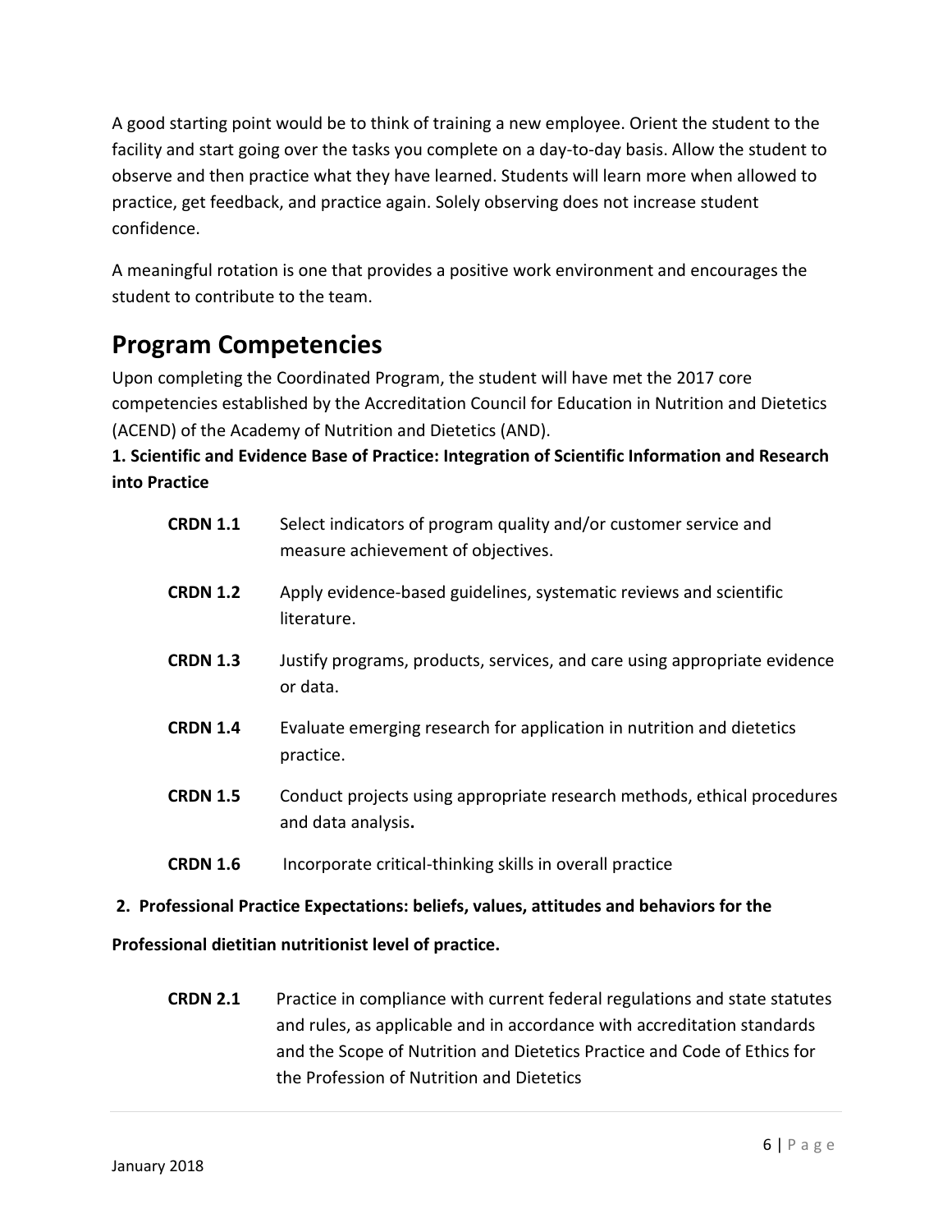A good starting point would be to think of training a new employee. Orient the student to the facility and start going over the tasks you complete on a day-to-day basis. Allow the student to observe and then practice what they have learned. Students will learn more when allowed to practice, get feedback, and practice again. Solely observing does not increase student confidence.

A meaningful rotation is one that provides a positive work environment and encourages the student to contribute to the team.

## Program Competencies

Upon completing the Coordinated Program, the student will have met the 2017 core competencies established by the Accreditation Council for Education in Nutrition and Dietetics (ACEND) of the Academy of Nutrition and Dietetics (AND).

**1. Scientific and Evidence Base of Practice: Integration of Scientific Information and Research into Practice**

| | |
|---|---|
| **CRDN 1.1** | Select indicators of program quality and/or customer service and measure achievement of objectives. |
| **CRDN 1.2** | Apply evidence-based guidelines, systematic reviews and scientific literature. |
| **CRDN 1.3** | Justify programs, products, services, and care using appropriate evidence or data. |
| **CRDN 1.4** | Evaluate emerging research for application in nutrition and dietetics practice. |
| **CRDN 1.5** | Conduct projects using appropriate research methods, ethical procedures and data analysis**.** |
| **CRDN 1.6** | Incorporate critical-thinking skills in overall practice |

**2. Professional Practice Expectations: beliefs, values, attitudes and behaviors for the Professional dietitian nutritionist level of practice.**

| | |
|---|---|
| **CRDN 2.1** | Practice in compliance with current federal regulations and state statutes and rules, as applicable and in accordance with accreditation standards and the Scope of Nutrition and Dietetics Practice and Code of Ethics for the Profession of Nutrition and Dietetics |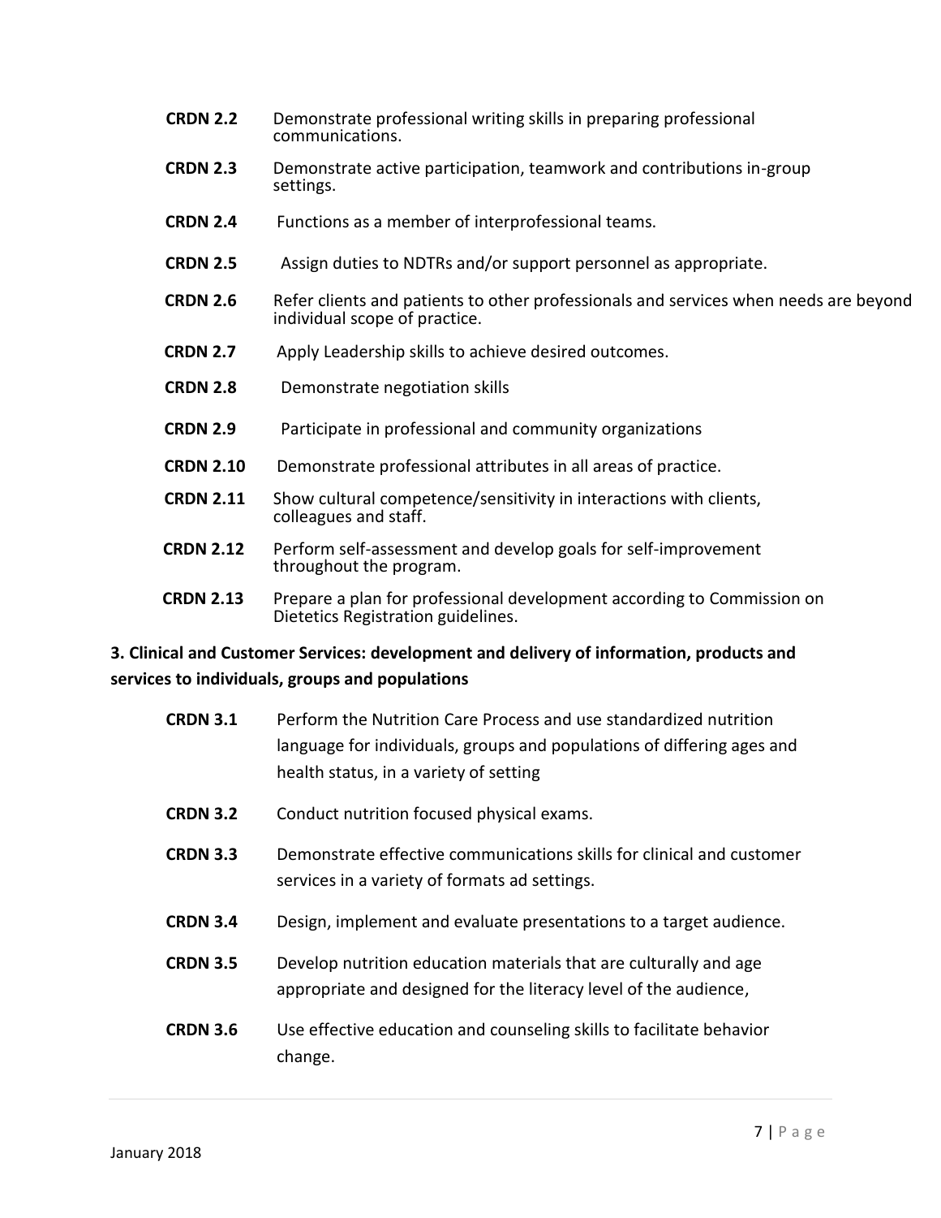**CRDN 2.2** Demonstrate professional writing skills in preparing professional communications.

**CRDN 2.3** Demonstrate active participation, teamwork and contributions in-group settings.

**CRDN 2.4** Functions as a member of interprofessional teams.

**CRDN 2.5** Assign duties to NDTRs and/or support personnel as appropriate.

**CRDN 2.6** Refer clients and patients to other professionals and services when needs are beyond individual scope of practice.

**CRDN 2.7** Apply Leadership skills to achieve desired outcomes.

**CRDN 2.8** Demonstrate negotiation skills

**CRDN 2.9** Participate in professional and community organizations

**CRDN 2.10** Demonstrate professional attributes in all areas of practice.

**CRDN 2.11** Show cultural competence/sensitivity in interactions with clients, colleagues and staff.

**CRDN 2.12** Perform self-assessment and develop goals for self-improvement throughout the program.

**CRDN 2.13** Prepare a plan for professional development according to Commission on Dietetics Registration guidelines.

**3. Clinical and Customer Services: development and delivery of information, products and services to individuals, groups and populations**

**CRDN 3.1** Perform the Nutrition Care Process and use standardized nutrition language for individuals, groups and populations of differing ages and health status, in a variety of setting

**CRDN 3.2** Conduct nutrition focused physical exams.

**CRDN 3.3** Demonstrate effective communications skills for clinical and customer services in a variety of formats ad settings.

**CRDN 3.4** Design, implement and evaluate presentations to a target audience.

**CRDN 3.5** Develop nutrition education materials that are culturally and age appropriate and designed for the literacy level of the audience,

**CRDN 3.6** Use effective education and counseling skills to facilitate behavior change.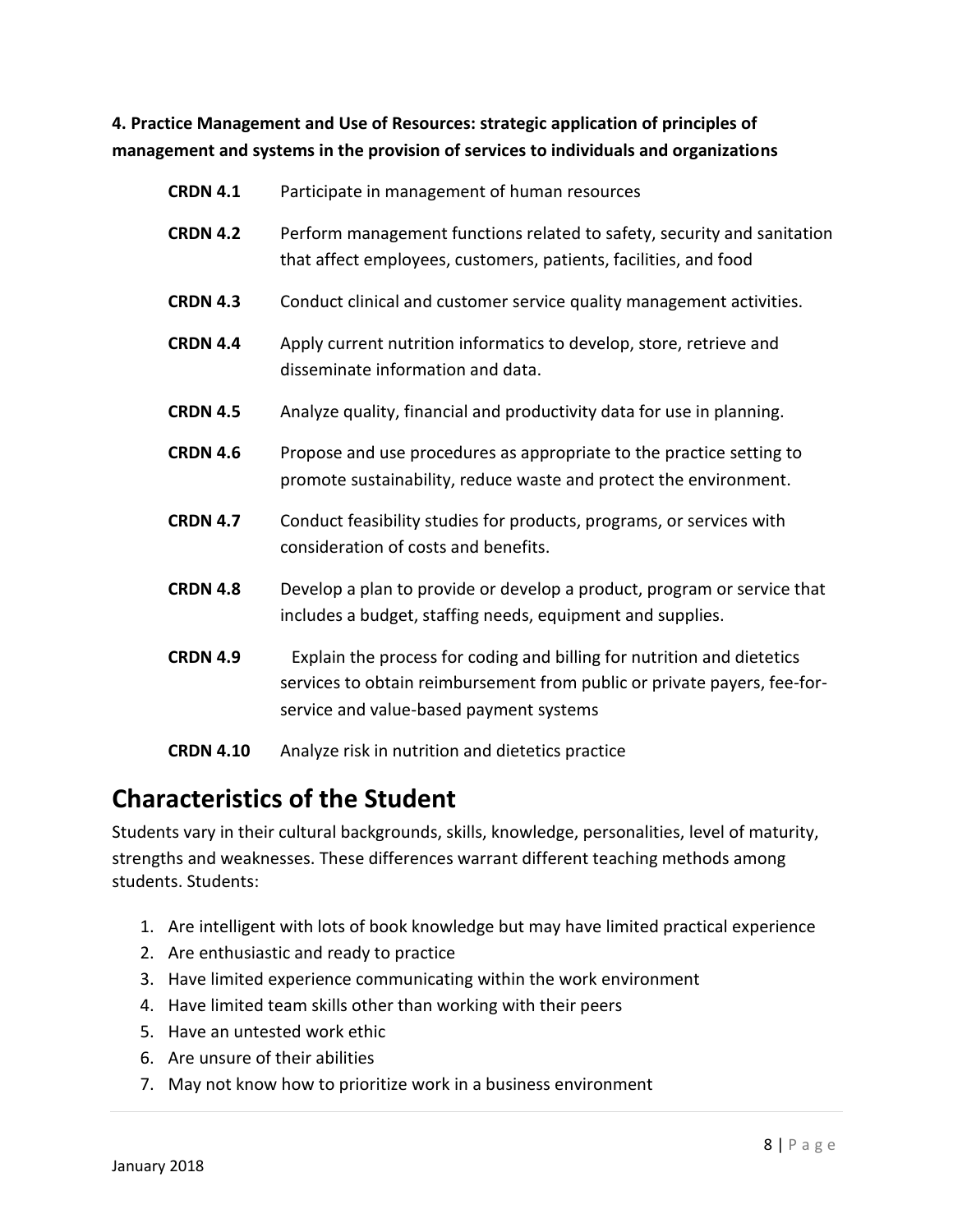**4. Practice Management and Use of Resources: strategic application of principles of management and systems in the provision of services to individuals and organizations**

| | |
|---|---|
| **CRDN 4.1** | Participate in management of human resources |
| **CRDN 4.2** | Perform management functions related to safety, security and sanitation that affect employees, customers, patients, facilities, and food |
| **CRDN 4.3** | Conduct clinical and customer service quality management activities. |
| **CRDN 4.4** | Apply current nutrition informatics to develop, store, retrieve and disseminate information and data. |
| **CRDN 4.5** | Analyze quality, financial and productivity data for use in planning. |
| **CRDN 4.6** | Propose and use procedures as appropriate to the practice setting to promote sustainability, reduce waste and protect the environment. |
| **CRDN 4.7** | Conduct feasibility studies for products, programs, or services with consideration of costs and benefits. |
| **CRDN 4.8** | Develop a plan to provide or develop a product, program or service that includes a budget, staffing needs, equipment and supplies. |
| **CRDN 4.9** | Explain the process for coding and billing for nutrition and dietetics services to obtain reimbursement from public or private payers, fee-for-service and value-based payment systems |
| **CRDN 4.10** | Analyze risk in nutrition and dietetics practice |

# Characteristics of the Student

Students vary in their cultural backgrounds, skills, knowledge, personalities, level of maturity, strengths and weaknesses. These differences warrant different teaching methods among students. Students:

1. Are intelligent with lots of book knowledge but may have limited practical experience
2. Are enthusiastic and ready to practice
3. Have limited experience communicating within the work environment
4. Have limited team skills other than working with their peers
5. Have an untested work ethic
6. Are unsure of their abilities
7. May not know how to prioritize work in a business environment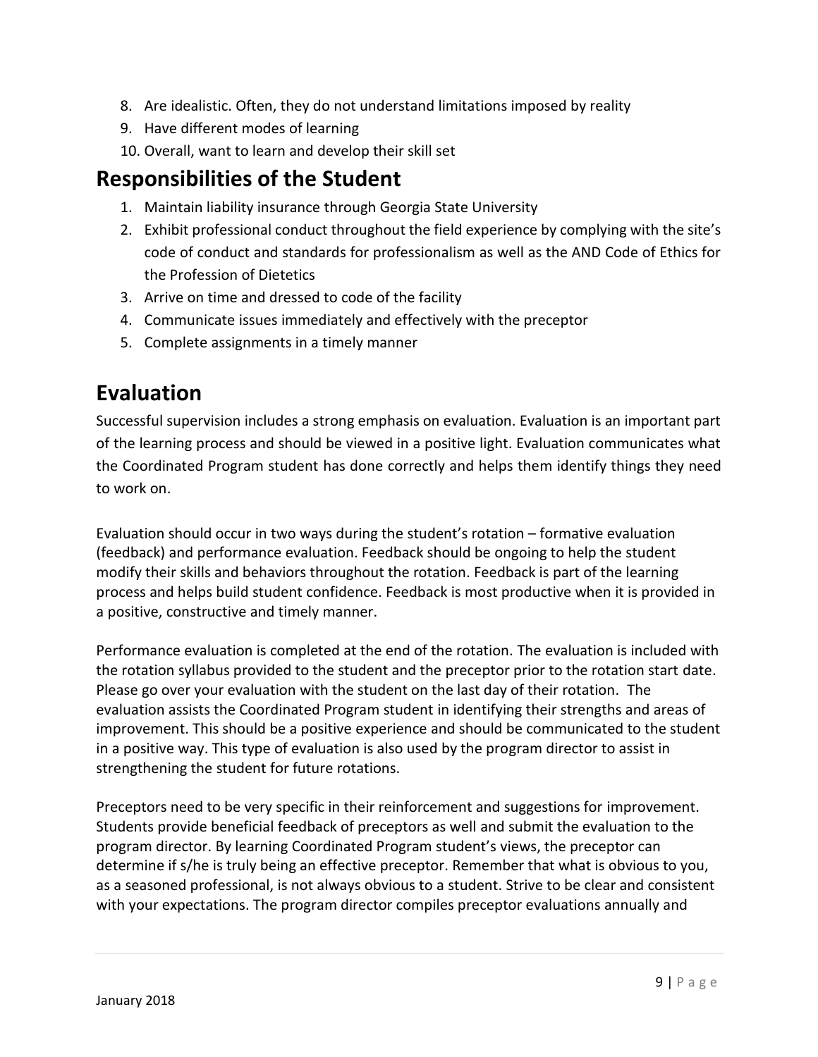8. Are idealistic. Often, they do not understand limitations imposed by reality
9. Have different modes of learning
10. Overall, want to learn and develop their skill set

## Responsibilities of the Student

1. Maintain liability insurance through Georgia State University
2. Exhibit professional conduct throughout the field experience by complying with the site's code of conduct and standards for professionalism as well as the AND Code of Ethics for the Profession of Dietetics
3. Arrive on time and dressed to code of the facility
4. Communicate issues immediately and effectively with the preceptor
5. Complete assignments in a timely manner

## Evaluation

Successful supervision includes a strong emphasis on evaluation. Evaluation is an important part of the learning process and should be viewed in a positive light. Evaluation communicates what the Coordinated Program student has done correctly and helps them identify things they need to work on.

Evaluation should occur in two ways during the student's rotation – formative evaluation (feedback) and performance evaluation. Feedback should be ongoing to help the student modify their skills and behaviors throughout the rotation. Feedback is part of the learning process and helps build student confidence. Feedback is most productive when it is provided in a positive, constructive and timely manner.

Performance evaluation is completed at the end of the rotation. The evaluation is included with the rotation syllabus provided to the student and the preceptor prior to the rotation start date. Please go over your evaluation with the student on the last day of their rotation. The evaluation assists the Coordinated Program student in identifying their strengths and areas of improvement. This should be a positive experience and should be communicated to the student in a positive way. This type of evaluation is also used by the program director to assist in strengthening the student for future rotations.

Preceptors need to be very specific in their reinforcement and suggestions for improvement. Students provide beneficial feedback of preceptors as well and submit the evaluation to the program director. By learning Coordinated Program student's views, the preceptor can determine if s/he is truly being an effective preceptor. Remember that what is obvious to you, as a seasoned professional, is not always obvious to a student. Strive to be clear and consistent with your expectations. The program director compiles preceptor evaluations annually and

January 2018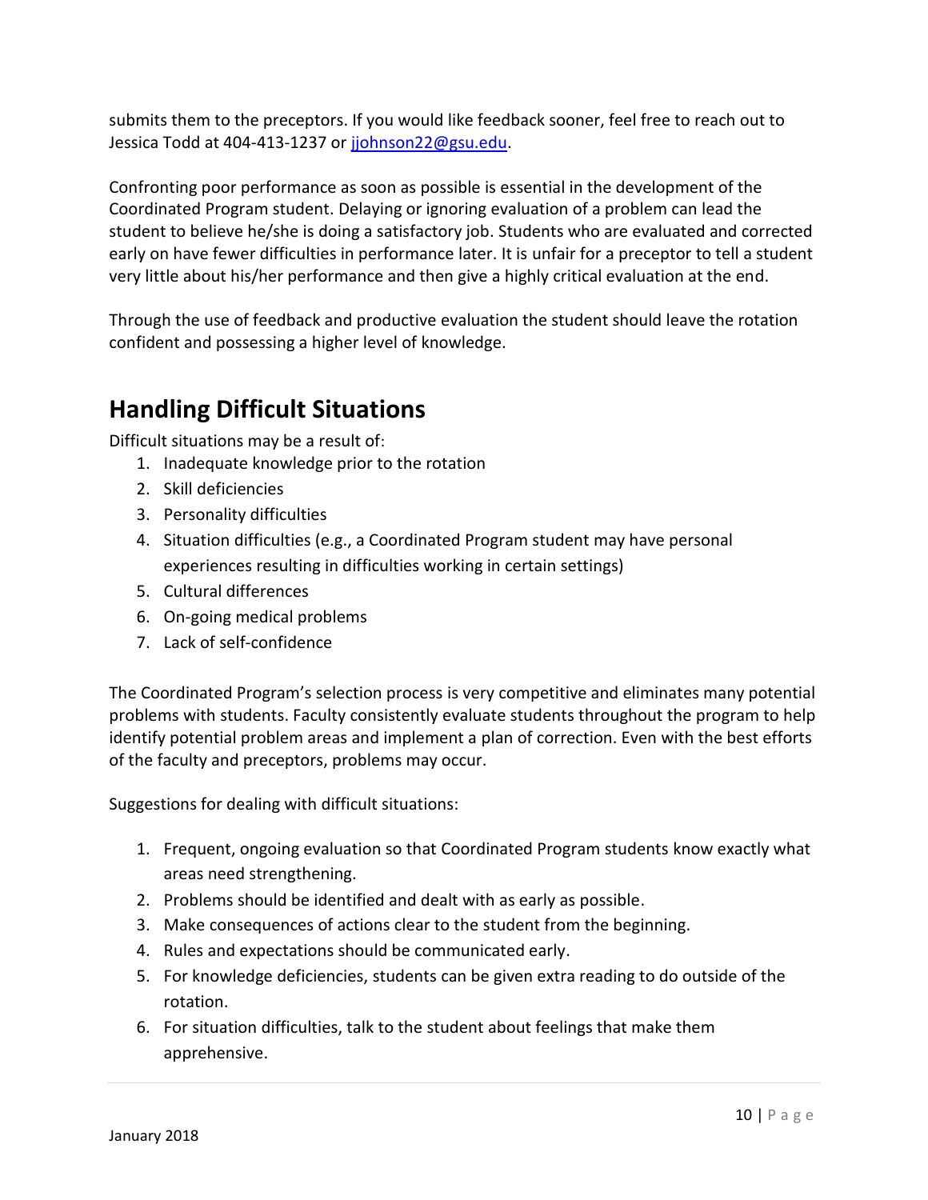submits them to the preceptors. If you would like feedback sooner, feel free to reach out to Jessica Todd at 404-413-1237 or jjohnson22@gsu.edu.

Confronting poor performance as soon as possible is essential in the development of the Coordinated Program student. Delaying or ignoring evaluation of a problem can lead the student to believe he/she is doing a satisfactory job. Students who are evaluated and corrected early on have fewer difficulties in performance later. It is unfair for a preceptor to tell a student very little about his/her performance and then give a highly critical evaluation at the end.

Through the use of feedback and productive evaluation the student should leave the rotation confident and possessing a higher level of knowledge.

## Handling Difficult Situations

Difficult situations may be a result of:

1. Inadequate knowledge prior to the rotation
2. Skill deficiencies
3. Personality difficulties
4. Situation difficulties (e.g., a Coordinated Program student may have personal experiences resulting in difficulties working in certain settings)
5. Cultural differences
6. On-going medical problems
7. Lack of self-confidence

The Coordinated Program's selection process is very competitive and eliminates many potential problems with students. Faculty consistently evaluate students throughout the program to help identify potential problem areas and implement a plan of correction. Even with the best efforts of the faculty and preceptors, problems may occur.

Suggestions for dealing with difficult situations:

1. Frequent, ongoing evaluation so that Coordinated Program students know exactly what areas need strengthening.
2. Problems should be identified and dealt with as early as possible.
3. Make consequences of actions clear to the student from the beginning.
4. Rules and expectations should be communicated early.
5. For knowledge deficiencies, students can be given extra reading to do outside of the rotation.
6. For situation difficulties, talk to the student about feelings that make them apprehensive.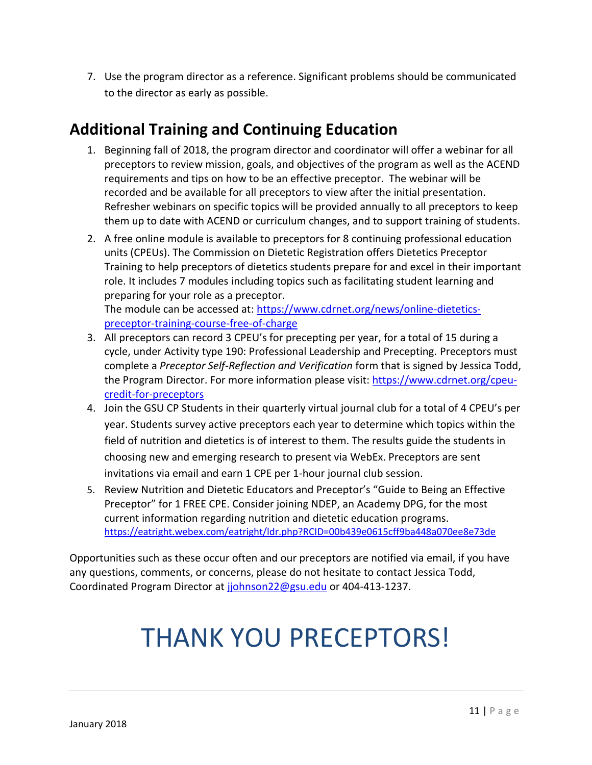7. Use the program director as a reference. Significant problems should be communicated to the director as early as possible.

## Additional Training and Continuing Education

1. Beginning fall of 2018, the program director and coordinator will offer a webinar for all preceptors to review mission, goals, and objectives of the program as well as the ACEND requirements and tips on how to be an effective preceptor. The webinar will be recorded and be available for all preceptors to view after the initial presentation. Refresher webinars on specific topics will be provided annually to all preceptors to keep them up to date with ACEND or curriculum changes, and to support training of students.
2. A free online module is available to preceptors for 8 continuing professional education units (CPEUs). The Commission on Dietetic Registration offers Dietetics Preceptor Training to help preceptors of dietetics students prepare for and excel in their important role. It includes 7 modules including topics such as facilitating student learning and preparing for your role as a preceptor.
   The module can be accessed at: [https://www.cdrnet.org/news/online-dietetics-preceptor-training-course-free-of-charge](https://www.cdrnet.org/news/online-dietetics-preceptor-training-course-free-of-charge)
3. All preceptors can record 3 CPEU's for precepting per year, for a total of 15 during a cycle, under Activity type 190: Professional Leadership and Precepting. Preceptors must complete a *Preceptor Self-Reflection and Verification* form that is signed by Jessica Todd, the Program Director. For more information please visit: [https://www.cdrnet.org/cpeu-credit-for-preceptors](https://www.cdrnet.org/cpeu-credit-for-preceptors)
4. Join the GSU CP Students in their quarterly virtual journal club for a total of 4 CPEU's per year. Students survey active preceptors each year to determine which topics within the field of nutrition and dietetics is of interest to them. The results guide the students in choosing new and emerging research to present via WebEx. Preceptors are sent invitations via email and earn 1 CPE per 1-hour journal club session.
5. Review Nutrition and Dietetic Educators and Preceptor's "Guide to Being an Effective Preceptor" for 1 FREE CPE. Consider joining NDEP, an Academy DPG, for the most current information regarding nutrition and dietetic education programs.
   [https://eatright.webex.com/eatright/ldr.php?RCID=00b439e0615cff9ba448a070ee8e73de](https://eatright.webex.com/eatright/ldr.php?RCID=00b439e0615cff9ba448a070ee8e73de)

Opportunities such as these occur often and our preceptors are notified via email, if you have any questions, comments, or concerns, please do not hesitate to contact Jessica Todd, Coordinated Program Director at [jjohnson22@gsu.edu](mailto:jjohnson22@gsu.edu) or 404-413-1237.

# THANK YOU PRECEPTORS!

January 2018